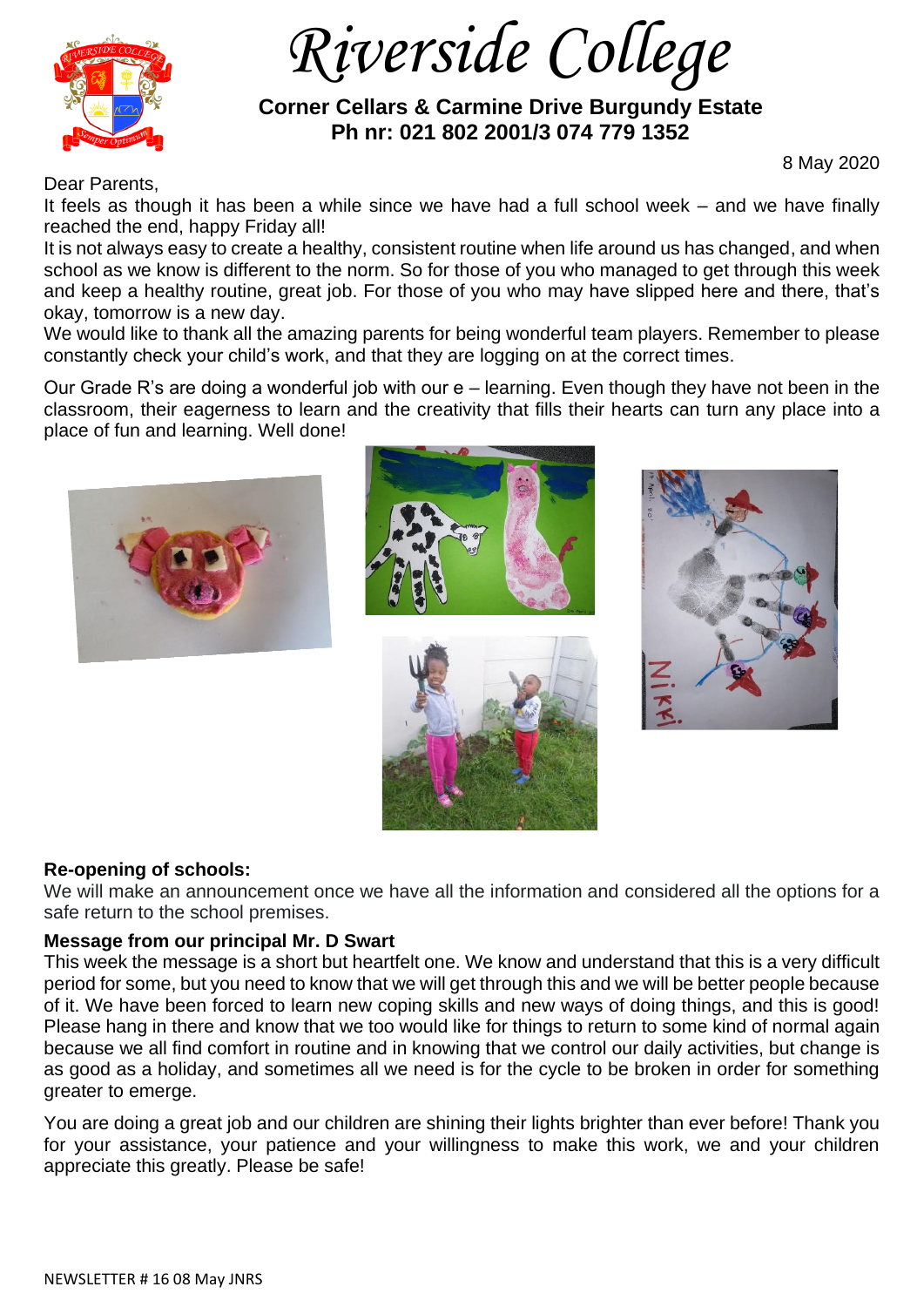# Riverside College

**Corner Cellars & Carmine Drive Burgundy Estate**
**Ph nr: 021 802 2001/3 074 779 1352**

8 May 2020

Dear Parents,

It feels as though it has been a while since we have had a full school week – and we have finally reached the end, happy Friday all!

It is not always easy to create a healthy, consistent routine when life around us has changed, and when school as we know is different to the norm. So for those of you who managed to get through this week and keep a healthy routine, great job. For those of you who may have slipped here and there, that's okay, tomorrow is a new day.

We would like to thank all the amazing parents for being wonderful team players. Remember to please constantly check your child's work, and that they are logging on at the correct times.

Our Grade R's are doing a wonderful job with our e – learning. Even though they have not been in the classroom, their eagerness to learn and the creativity that fills their hearts can turn any place into a place of fun and learning. Well done!

**Re-opening of schools:**

We will make an announcement once we have all the information and considered all the options for a safe return to the school premises.

**Message from our principal Mr. D Swart**

This week the message is a short but heartfelt one. We know and understand that this is a very difficult period for some, but you need to know that we will get through this and we will be better people because of it. We have been forced to learn new coping skills and new ways of doing things, and this is good! Please hang in there and know that we too would like for things to return to some kind of normal again because we all find comfort in routine and in knowing that we control our daily activities, but change is as good as a holiday, and sometimes all we need is for the cycle to be broken in order for something greater to emerge.

You are doing a great job and our children are shining their lights brighter than ever before! Thank you for your assistance, your patience and your willingness to make this work, we and your children appreciate this greatly. Please be safe!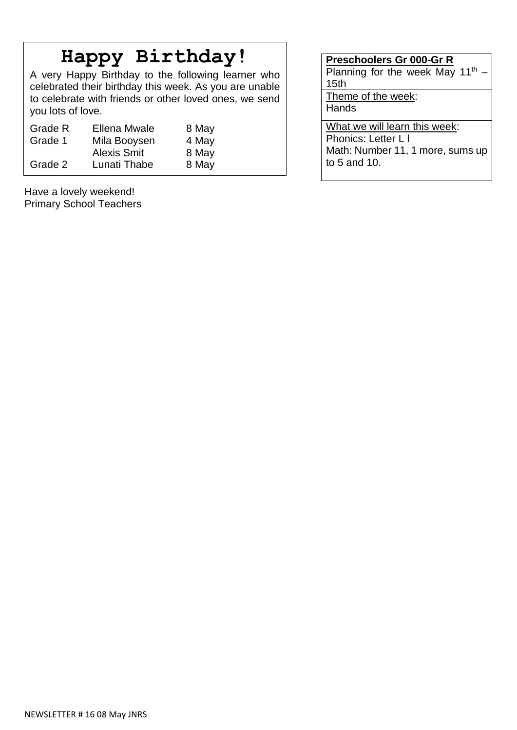# Happy Birthday!

A very Happy Birthday to the following learner who celebrated their birthday this week. As you are unable to celebrate with friends or other loved ones, we send you lots of love.

| | | |
|---|---|---|
| Grade R | Ellena Mwale | 8 May |
| Grade 1 | Mila Booysen | 4 May |
| | Alexis Smit | 8 May |
| Grade 2 | Lunati Thabe | 8 May |

Have a lovely weekend!
Primary School Teachers

**Preschoolers Gr 000-Gr R**

Planning for the week May 11th – 15th

Theme of the week:
Hands

What we will learn this week:
Phonics: Letter L l
Math: Number 11, 1 more, sums up to 5 and 10.